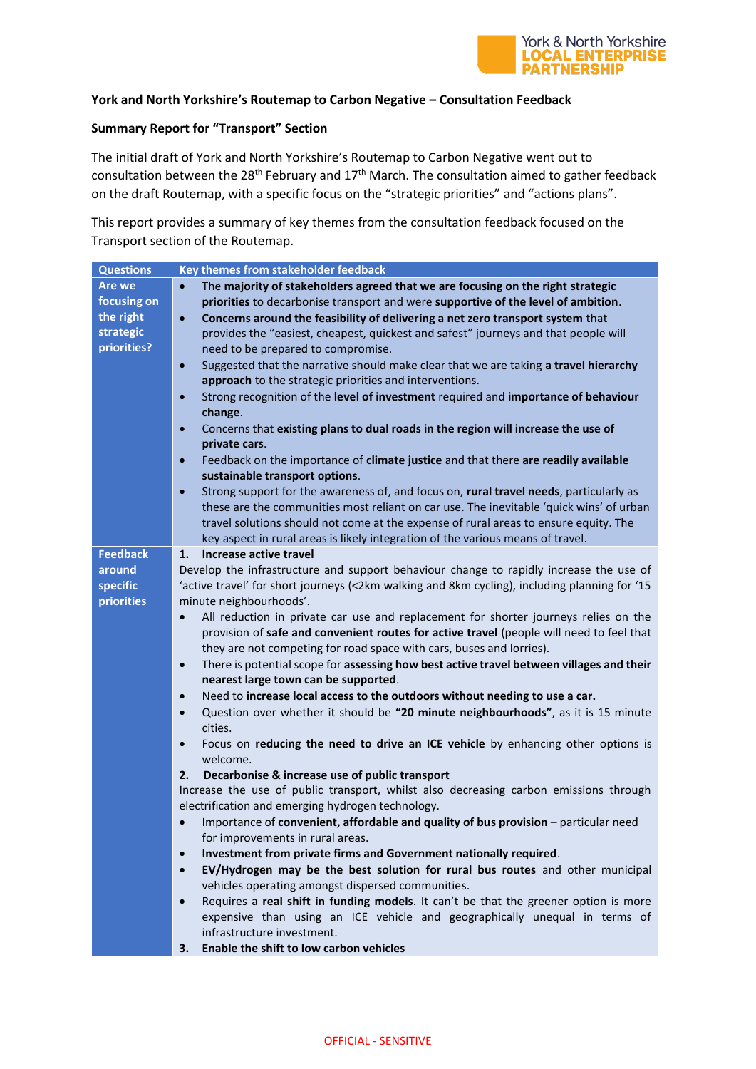York & North Yorkshire **LOCAL ENTERPRISE PARTNERSHIP**

**York and North Yorkshire's Routemap to Carbon Negative – Consultation Feedback**

**Summary Report for "Transport" Section**

The initial draft of York and North Yorkshire's Routemap to Carbon Negative went out to consultation between the 28th February and 17th March. The consultation aimed to gather feedback on the draft Routemap, with a specific focus on the "strategic priorities" and "actions plans".

This report provides a summary of key themes from the consultation feedback focused on the Transport section of the Routemap.

| Questions | Key themes from stakeholder feedback |
|---|---|
| **Are we focusing on the right strategic priorities?** | • The **majority of stakeholders agreed that we are focusing on the right strategic priorities** to decarbonise transport and were **supportive of the level of ambition**.<br>• **Concerns around the feasibility of delivering a net zero transport system** that provides the "easiest, cheapest, quickest and safest" journeys and that people will need to be prepared to compromise.<br>• Suggested that the narrative should make clear that we are taking **a travel hierarchy approach** to the strategic priorities and interventions.<br>• Strong recognition of the **level of investment** required and **importance of behaviour change**.<br>• Concerns that **existing plans to dual roads in the region will increase the use of private cars**.<br>• Feedback on the importance of **climate justice** and that there **are readily available sustainable transport options**.<br>• Strong support for the awareness of, and focus on, **rural travel needs**, particularly as these are the communities most reliant on car use. The inevitable 'quick wins' of urban travel solutions should not come at the expense of rural areas to ensure equity. The key aspect in rural areas is likely integration of the various means of travel. |
| **Feedback around specific priorities** | **1. Increase active travel**<br>Develop the infrastructure and support behaviour change to rapidly increase the use of 'active travel' for short journeys (<2km walking and 8km cycling), including planning for '15 minute neighbourhoods'.<br>• All reduction in private car use and replacement for shorter journeys relies on the provision of **safe and convenient routes for active travel** (people will need to feel that they are not competing for road space with cars, buses and lorries).<br>• There is potential scope for **assessing how best active travel between villages and their nearest large town can be supported**.<br>• Need to **increase local access to the outdoors without needing to use a car.**<br>• Question over whether it should be **"20 minute neighbourhoods"**, as it is 15 minute cities.<br>• Focus on **reducing the need to drive an ICE vehicle** by enhancing other options is welcome.<br>**2. Decarbonise & increase use of public transport**<br>Increase the use of public transport, whilst also decreasing carbon emissions through electrification and emerging hydrogen technology.<br>• Importance of **convenient, affordable and quality of bus provision** – particular need for improvements in rural areas.<br>• **Investment from private firms and Government nationally required**.<br>• **EV/Hydrogen may be the best solution for rural bus routes** and other municipal vehicles operating amongst dispersed communities.<br>• Requires a **real shift in funding models**. It can't be that the greener option is more expensive than using an ICE vehicle and geographically unequal in terms of infrastructure investment.<br>**3. Enable the shift to low carbon vehicles** |

OFFICIAL - SENSITIVE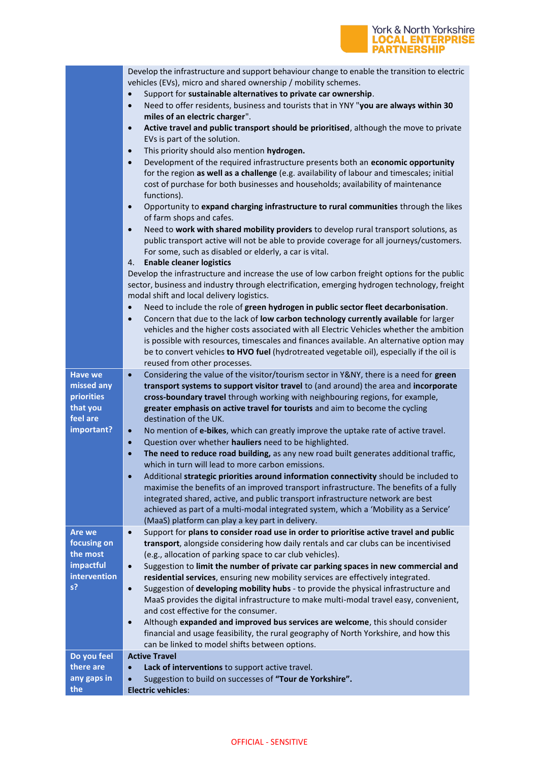| | |
|---|---|
| | Develop the infrastructure and support behaviour change to enable the transition to electric vehicles (EVs), micro and shared ownership / mobility schemes.<br>• Support for **sustainable alternatives to private car ownership**.<br>• Need to offer residents, business and tourists that in YNY "**you are always within 30 miles of an electric charger**".<br>• **Active travel and public transport should be prioritised**, although the move to private EVs is part of the solution.<br>• This priority should also mention **hydrogen.**<br>• Development of the required infrastructure presents both an **economic opportunity** for the region **as well as a challenge** (e.g. availability of labour and timescales; initial cost of purchase for both businesses and households; availability of maintenance functions).<br>• Opportunity to **expand charging infrastructure to rural communities** through the likes of farm shops and cafes.<br>• Need to **work with shared mobility providers** to develop rural transport solutions, as public transport active will not be able to provide coverage for all journeys/customers. For some, such as disabled or elderly, a car is vital.<br>4. **Enable cleaner logistics**<br>Develop the infrastructure and increase the use of low carbon freight options for the public sector, business and industry through electrification, emerging hydrogen technology, freight modal shift and local delivery logistics.<br>• Need to include the role of **green hydrogen in public sector fleet decarbonisation**.<br>• Concern that due to the lack of **low carbon technology currently available** for larger vehicles and the higher costs associated with all Electric Vehicles whether the ambition is possible with resources, timescales and finances available. An alternative option may be to convert vehicles **to HVO fuel** (hydrotreated vegetable oil), especially if the oil is reused from other processes. |
| **Have we missed any priorities that you feel are important?** | • Considering the value of the visitor/tourism sector in Y&NY, there is a need for **green transport systems to support visitor travel** to (and around) the area and **incorporate cross-boundary travel** through working with neighbouring regions, for example, **greater emphasis on active travel for tourists** and aim to become the cycling destination of the UK.<br>• No mention of **e-bikes**, which can greatly improve the uptake rate of active travel.<br>• Question over whether **hauliers** need to be highlighted.<br>• **The need to reduce road building,** as any new road built generates additional traffic, which in turn will lead to more carbon emissions.<br>• Additional **strategic priorities around information connectivity** should be included to maximise the benefits of an improved transport infrastructure. The benefits of a fully integrated shared, active, and public transport infrastructure network are best achieved as part of a multi-modal integrated system, which a 'Mobility as a Service' (MaaS) platform can play a key part in delivery. |
| **Are we focusing on the most impactful interventions?** | • Support for **plans to consider road use in order to prioritise active travel and public transport**, alongside considering how daily rentals and car clubs can be incentivised (e.g., allocation of parking space to car club vehicles).<br>• Suggestion to **limit the number of private car parking spaces in new commercial and residential services**, ensuring new mobility services are effectively integrated.<br>• Suggestion of **developing mobility hubs** - to provide the physical infrastructure and MaaS provides the digital infrastructure to make multi-modal travel easy, convenient, and cost effective for the consumer.<br>• Although **expanded and improved bus services are welcome**, this should consider financial and usage feasibility, the rural geography of North Yorkshire, and how this can be linked to model shifts between options. |
| **Do you feel there are any gaps in the** | **Active Travel**<br>• **Lack of interventions** to support active travel.<br>• Suggestion to build on successes of **"Tour de Yorkshire".**<br>**Electric vehicles**: |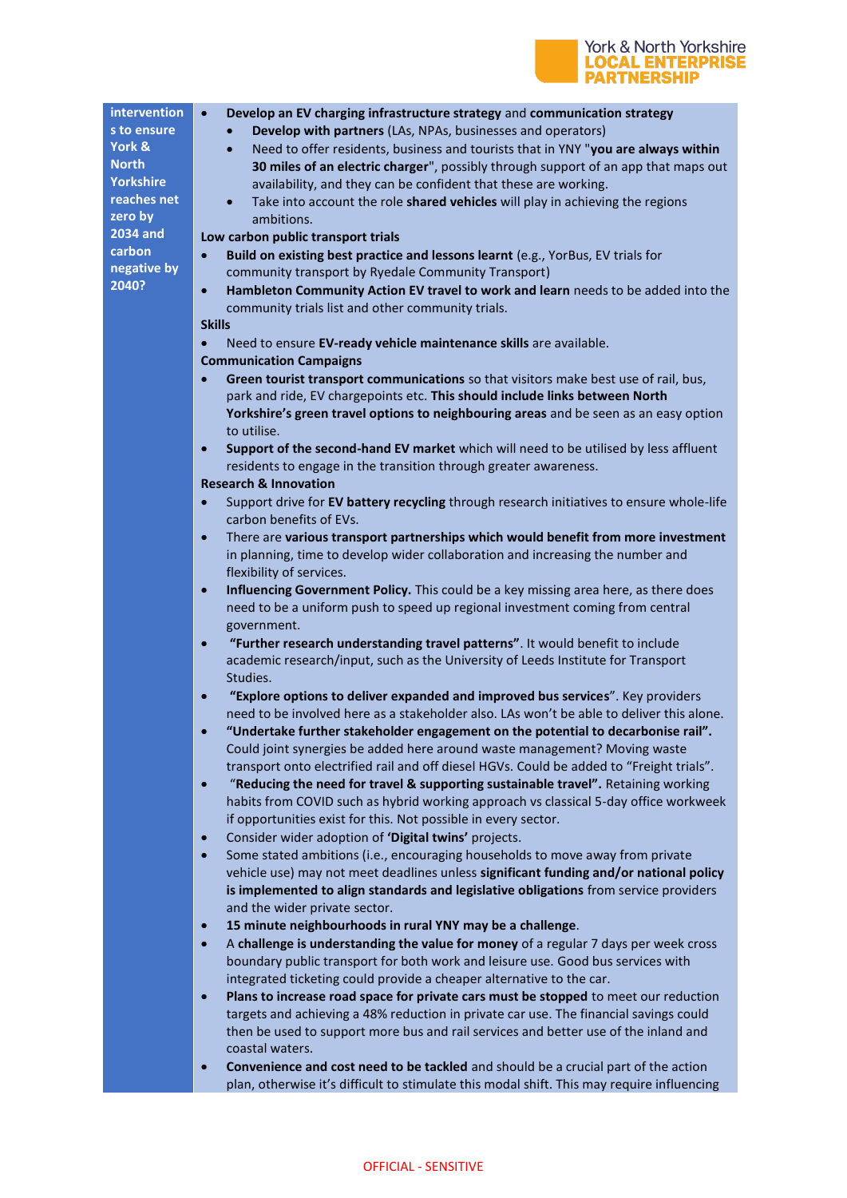| interventions to ensure York & North Yorkshire reaches net zero by 2034 and carbon negative by 2040? | <ul><li>**Develop an EV charging infrastructure strategy** and **communication strategy**<ul><li>**Develop with partners** (LAs, NPAs, businesses and operators)</li><li>Need to offer residents, business and tourists that in YNY "**you are always within 30 miles of an electric charger**", possibly through support of an app that maps out availability, and they can be confident that these are working.</li><li>Take into account the role **shared vehicles** will play in achieving the regions ambitions.</li></ul></li></ul>**Low carbon public transport trials**<ul><li>**Build on existing best practice and lessons learnt** (e.g., YorBus, EV trials for community transport by Ryedale Community Transport)</li><li>**Hambleton Community Action EV travel to work and learn** needs to be added into the community trials list and other community trials.</li></ul>**Skills**<ul><li>Need to ensure **EV-ready vehicle maintenance skills** are available.</li></ul>**Communication Campaigns**<ul><li>**Green tourist transport communications** so that visitors make best use of rail, bus, park and ride, EV chargepoints etc. **This should include links between North Yorkshire's green travel options to neighbouring areas** and be seen as an easy option to utilise.</li><li>**Support of the second-hand EV market** which will need to be utilised by less affluent residents to engage in the transition through greater awareness.</li></ul>**Research & Innovation**<ul><li>Support drive for **EV battery recycling** through research initiatives to ensure whole-life carbon benefits of EVs.</li><li>There are **various transport partnerships which would benefit from more investment** in planning, time to develop wider collaboration and increasing the number and flexibility of services.</li><li>**Influencing Government Policy.** This could be a key missing area here, as there does need to be a uniform push to speed up regional investment coming from central government.</li><li>**"Further research understanding travel patterns"**. It would benefit to include academic research/input, such as the University of Leeds Institute for Transport Studies.</li><li>**"Explore options to deliver expanded and improved bus services**". Key providers need to be involved here as a stakeholder also. LAs won't be able to deliver this alone.</li><li>**"Undertake further stakeholder engagement on the potential to decarbonise rail".** Could joint synergies be added here around waste management? Moving waste transport onto electrified rail and off diesel HGVs. Could be added to "Freight trials".</li><li>"**Reducing the need for travel & supporting sustainable travel".** Retaining working habits from COVID such as hybrid working approach vs classical 5-day office workweek if opportunities exist for this. Not possible in every sector.</li><li>Consider wider adoption of **'Digital twins'** projects.</li><li>Some stated ambitions (i.e., encouraging households to move away from private vehicle use) may not meet deadlines unless **significant funding and/or national policy is implemented to align standards and legislative obligations** from service providers and the wider private sector.</li><li>**15 minute neighbourhoods in rural YNY may be a challenge**.</li><li>A **challenge is understanding the value for money** of a regular 7 days per week cross boundary public transport for both work and leisure use. Good bus services with integrated ticketing could provide a cheaper alternative to the car.</li><li>**Plans to increase road space for private cars must be stopped** to meet our reduction targets and achieving a 48% reduction in private car use. The financial savings could then be used to support more bus and rail services and better use of the inland and coastal waters.</li><li>**Convenience and cost need to be tackled** and should be a crucial part of the action plan, otherwise it's difficult to stimulate this modal shift. This may require influencing</li></ul> |
|---|---|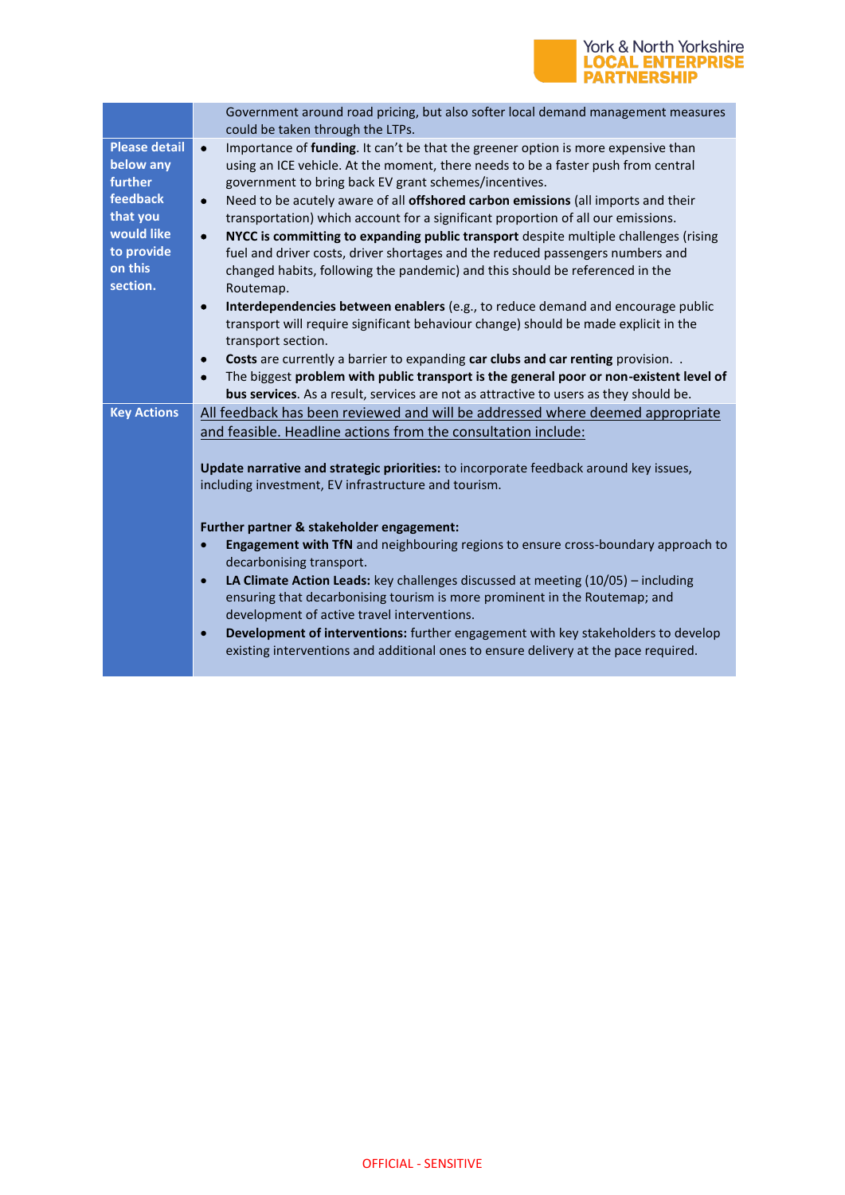| | |
|---|---|
| | Government around road pricing, but also softer local demand management measures could be taken through the LTPs. |
| **Please detail below any further feedback that you would like to provide on this section.** | • Importance of **funding**. It can't be that the greener option is more expensive than using an ICE vehicle. At the moment, there needs to be a faster push from central government to bring back EV grant schemes/incentives.<br>• Need to be acutely aware of all **offshored carbon emissions** (all imports and their transportation) which account for a significant proportion of all our emissions.<br>• **NYCC is committing to expanding public transport** despite multiple challenges (rising fuel and driver costs, driver shortages and the reduced passengers numbers and changed habits, following the pandemic) and this should be referenced in the Routemap.<br>• **Interdependencies between enablers** (e.g., to reduce demand and encourage public transport will require significant behaviour change) should be made explicit in the transport section.<br>• **Costs** are currently a barrier to expanding **car clubs and car renting** provision. .<br>• The biggest **problem with public transport is the general poor or non-existent level of bus services**. As a result, services are not as attractive to users as they should be. |
| **Key Actions** | All feedback has been reviewed and will be addressed where deemed appropriate and feasible. Headline actions from the consultation include:<br><br>**Update narrative and strategic priorities:** to incorporate feedback around key issues, including investment, EV infrastructure and tourism.<br><br>**Further partner & stakeholder engagement:**<br>• **Engagement with TfN** and neighbouring regions to ensure cross-boundary approach to decarbonising transport.<br>• **LA Climate Action Leads:** key challenges discussed at meeting (10/05) – including ensuring that decarbonising tourism is more prominent in the Routemap; and development of active travel interventions.<br>• **Development of interventions:** further engagement with key stakeholders to develop existing interventions and additional ones to ensure delivery at the pace required. |

OFFICIAL - SENSITIVE